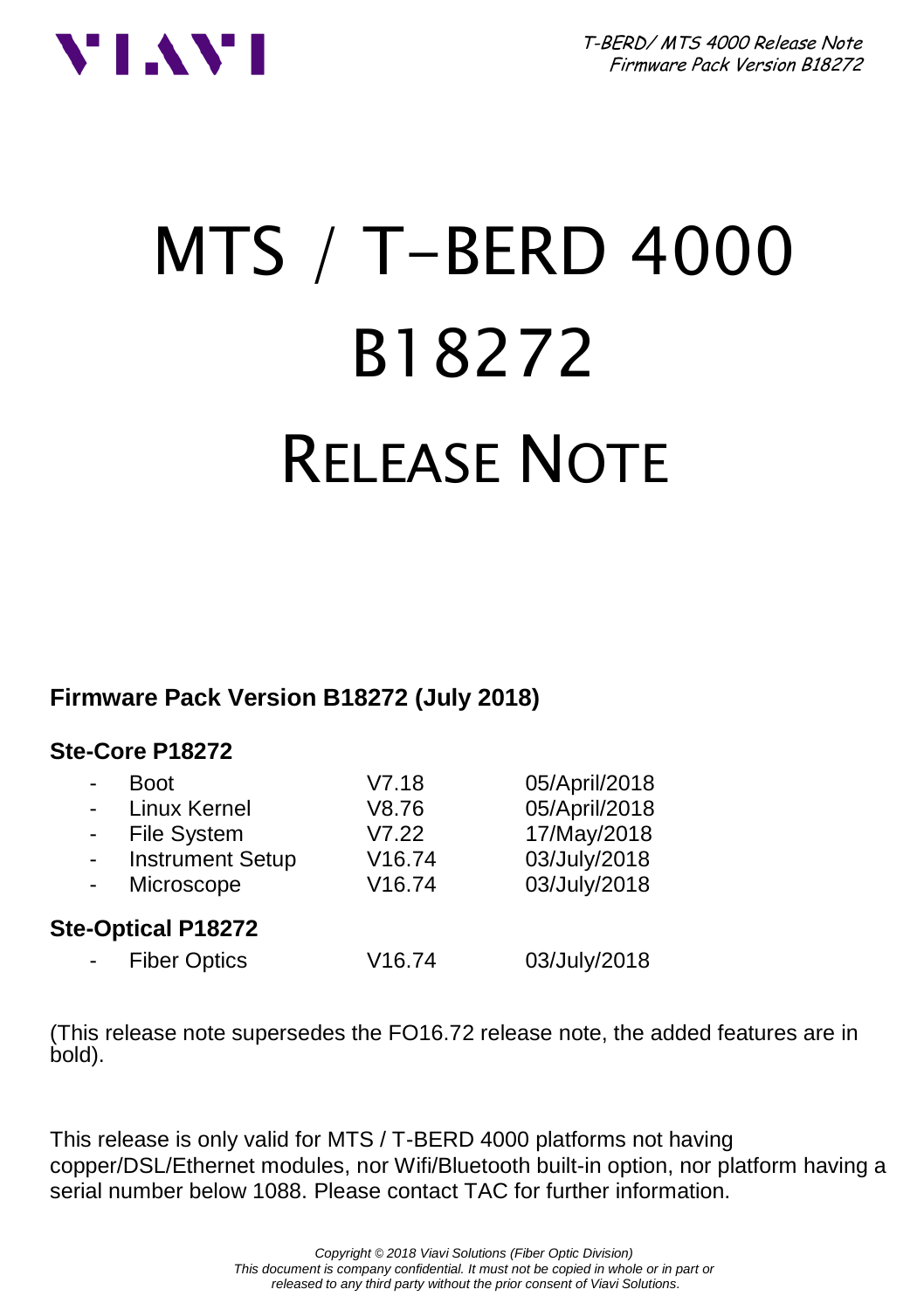# MTS / T-BERD 4000

# B18272

# RELEASE NOTE

**Firmware Pack Version B18272 (July 2018)**

**Ste-Core P18272**

| | | |
|---|---|---|
| - Boot | V7.18 | 05/April/2018 |
| - Linux Kernel | V8.76 | 05/April/2018 |
| - File System | V7.22 | 17/May/2018 |
| - Instrument Setup | V16.74 | 03/July/2018 |
| - Microscope | V16.74 | 03/July/2018 |

**Ste-Optical P18272**

| | | |
|---|---|---|
| - Fiber Optics | V16.74 | 03/July/2018 |

(This release note supersedes the FO16.72 release note, the added features are in bold).

This release is only valid for MTS / T-BERD 4000 platforms not having copper/DSL/Ethernet modules, nor Wifi/Bluetooth built-in option, nor platform having a serial number below 1088. Please contact TAC for further information.

*Copyright © 2018 Viavi Solutions (Fiber Optic Division)*
*This document is company confidential. It must not be copied in whole or in part or released to any third party without the prior consent of Viavi Solutions.*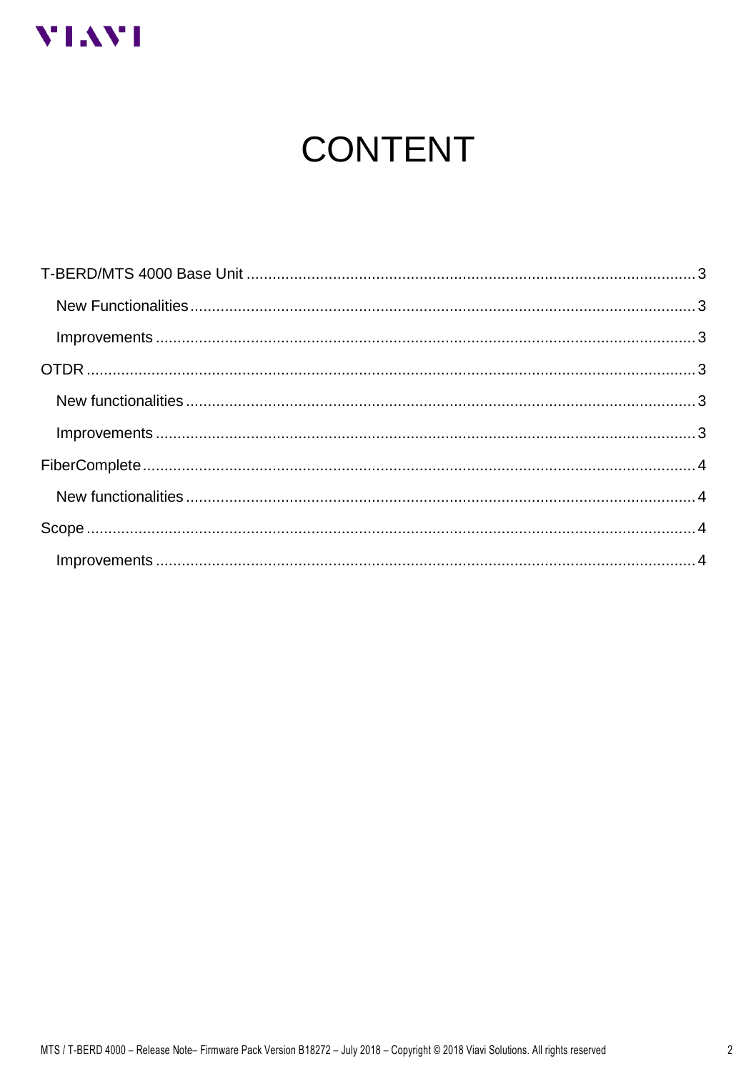# CONTENT

- T-BERD/MTS 4000 Base Unit .......... 3
  - New Functionalities .......... 3
  - Improvements .......... 3
- OTDR .......... 3
  - New functionalities .......... 3
  - Improvements .......... 3
- FiberComplete .......... 4
  - New functionalities .......... 4
- Scope .......... 4
  - Improvements .......... 4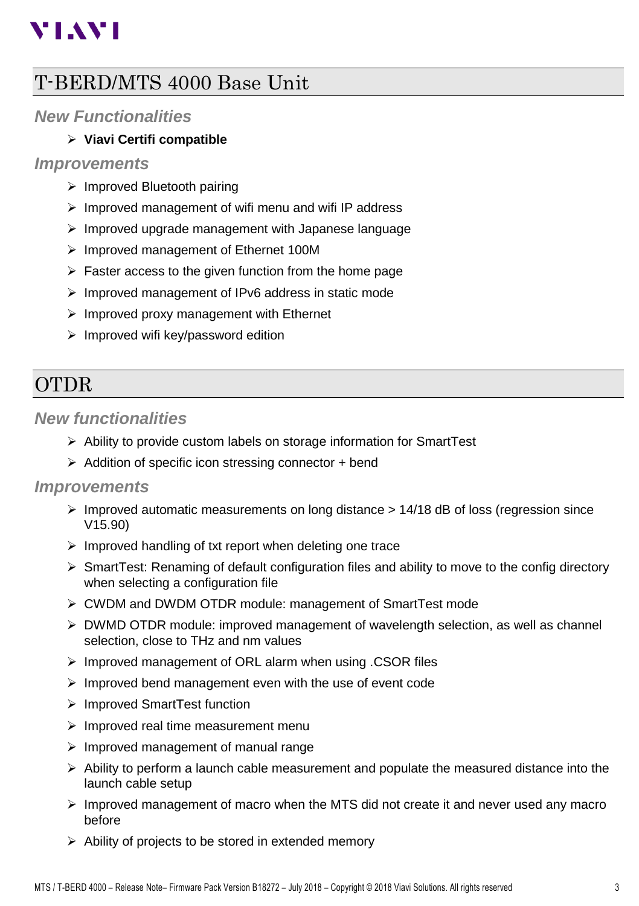# T-BERD/MTS 4000 Base Unit

### New Functionalities

- **Viavi Certifi compatible**

### Improvements

- Improved Bluetooth pairing
- Improved management of wifi menu and wifi IP address
- Improved upgrade management with Japanese language
- Improved management of Ethernet 100M
- Faster access to the given function from the home page
- Improved management of IPv6 address in static mode
- Improved proxy management with Ethernet
- Improved wifi key/password edition

# OTDR

### New functionalities

- Ability to provide custom labels on storage information for SmartTest
- Addition of specific icon stressing connector + bend

### Improvements

- Improved automatic measurements on long distance > 14/18 dB of loss (regression since V15.90)
- Improved handling of txt report when deleting one trace
- SmartTest: Renaming of default configuration files and ability to move to the config directory when selecting a configuration file
- CWDM and DWDM OTDR module: management of SmartTest mode
- DWMD OTDR module: improved management of wavelength selection, as well as channel selection, close to THz and nm values
- Improved management of ORL alarm when using .CSOR files
- Improved bend management even with the use of event code
- Improved SmartTest function
- Improved real time measurement menu
- Improved management of manual range
- Ability to perform a launch cable measurement and populate the measured distance into the launch cable setup
- Improved management of macro when the MTS did not create it and never used any macro before
- Ability of projects to be stored in extended memory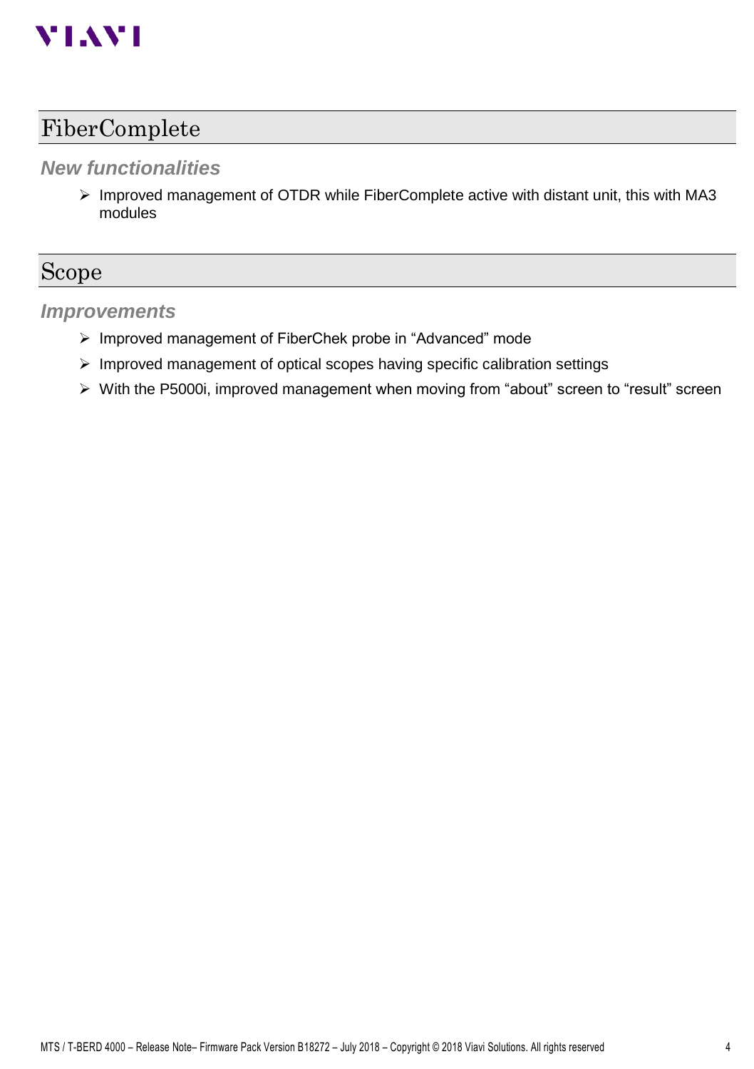# FiberComplete

## *New functionalities*

- Improved management of OTDR while FiberComplete active with distant unit, this with MA3 modules

# Scope

## *Improvements*

- Improved management of FiberChek probe in “Advanced” mode
- Improved management of optical scopes having specific calibration settings
- With the P5000i, improved management when moving from “about” screen to “result” screen